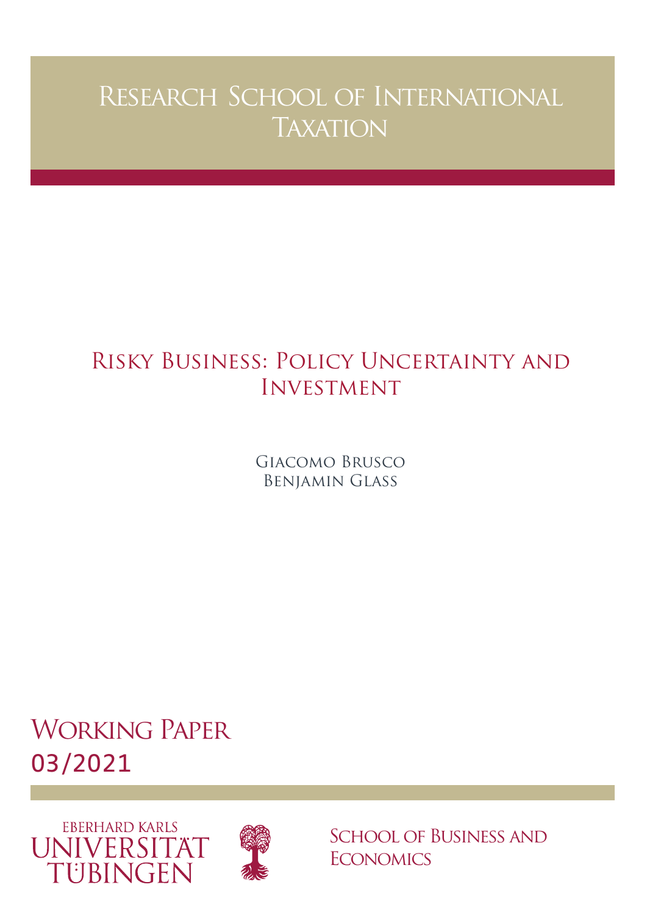# Research School of International Taxation

## Risky Business: Policy Uncertainty and Investment

Giacomo Brusco
Benjamin Glass

Working Paper
03/2021

Eberhard Karls Universität Tübingen

School of Business and Economics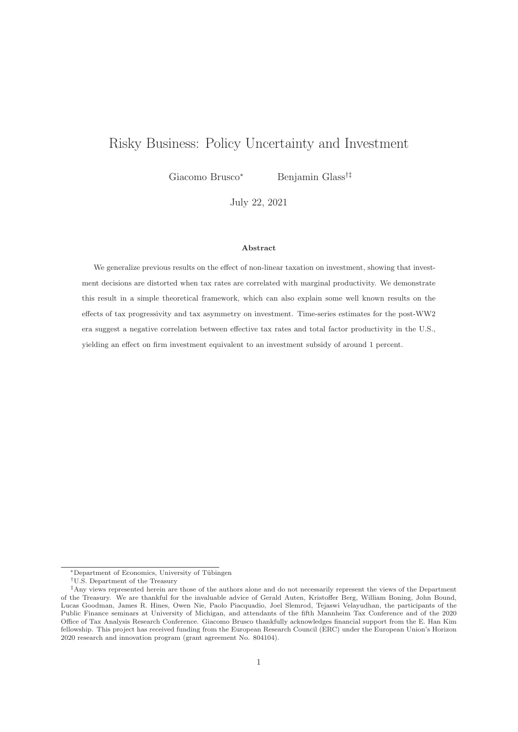# Risky Business: Policy Uncertainty and Investment

Giacomo Brusco[*] Benjamin Glass[†‡]

July 22, 2021

**Abstract**

We generalize previous results on the effect of non-linear taxation on investment, showing that investment decisions are distorted when tax rates are correlated with marginal productivity. We demonstrate this result in a simple theoretical framework, which can also explain some well known results on the effects of tax progressivity and tax asymmetry on investment. Time-series estimates for the post-WW2 era suggest a negative correlation between effective tax rates and total factor productivity in the U.S., yielding an effect on firm investment equivalent to an investment subsidy of around 1 percent.

---

[*] Department of Economics, University of Tübingen

[†] U.S. Department of the Treasury

[‡] Any views represented herein are those of the authors alone and do not necessarily represent the views of the Department of the Treasury. We are thankful for the invaluable advice of Gerald Auten, Kristoffer Berg, William Boning, John Bound, Lucas Goodman, James R. Hines, Owen Nie, Paolo Piacquadio, Joel Slemrod, Tejaswi Velayudhan, the participants of the Public Finance seminars at University of Michigan, and attendants of the fifth Mannheim Tax Conference and of the 2020 Office of Tax Analysis Research Conference. Giacomo Brusco thankfully acknowledges financial support from the E. Han Kim fellowship. This project has received funding from the European Research Council (ERC) under the European Union's Horizon 2020 research and innovation program (grant agreement No. 804104).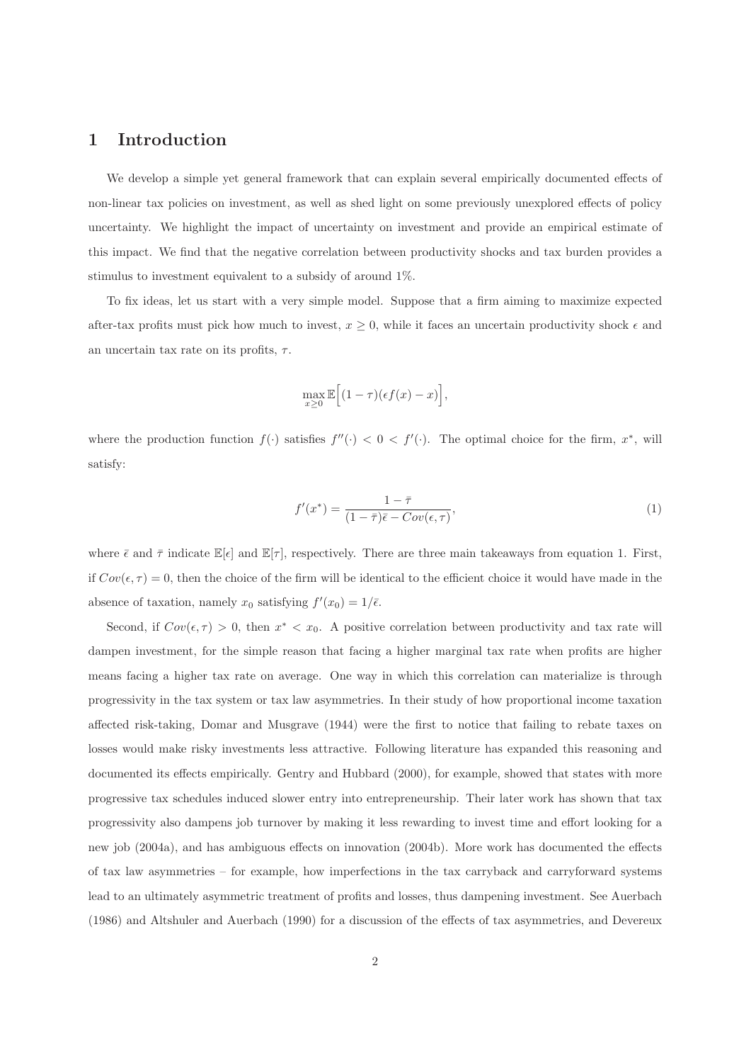# 1 Introduction

We develop a simple yet general framework that can explain several empirically documented effects of non-linear tax policies on investment, as well as shed light on some previously unexplored effects of policy uncertainty. We highlight the impact of uncertainty on investment and provide an empirical estimate of this impact. We find that the negative correlation between productivity shocks and tax burden provides a stimulus to investment equivalent to a subsidy of around 1%.

To fix ideas, let us start with a very simple model. Suppose that a firm aiming to maximize expected after-tax profits must pick how much to invest, $x \geq 0$, while it faces an uncertain productivity shock $\epsilon$ and an uncertain tax rate on its profits, $\tau$.

$$\max_{x \geq 0} \mathbb{E}\Big[(1-\tau)(\epsilon f(x) - x)\Big],$$

where the production function $f(\cdot)$ satisfies $f''(\cdot) < 0 < f'(\cdot)$. The optimal choice for the firm, $x^*$, will satisfy:

$$f'(x^*) = \frac{1-\bar{\tau}}{(1-\bar{\tau})\bar{\epsilon} - Cov(\epsilon, \tau)}, \tag{1}$$

where $\bar{\epsilon}$ and $\bar{\tau}$ indicate $\mathbb{E}[\epsilon]$ and $\mathbb{E}[\tau]$, respectively. There are three main takeaways from equation 1. First, if $Cov(\epsilon, \tau) = 0$, then the choice of the firm will be identical to the efficient choice it would have made in the absence of taxation, namely $x_0$ satisfying $f'(x_0) = 1/\bar{\epsilon}$.

Second, if $Cov(\epsilon, \tau) > 0$, then $x^* < x_0$. A positive correlation between productivity and tax rate will dampen investment, for the simple reason that facing a higher marginal tax rate when profits are higher means facing a higher tax rate on average. One way in which this correlation can materialize is through progressivity in the tax system or tax law asymmetries. In their study of how proportional income taxation affected risk-taking, Domar and Musgrave (1944) were the first to notice that failing to rebate taxes on losses would make risky investments less attractive. Following literature has expanded this reasoning and documented its effects empirically. Gentry and Hubbard (2000), for example, showed that states with more progressive tax schedules induced slower entry into entrepreneurship. Their later work has shown that tax progressivity also dampens job turnover by making it less rewarding to invest time and effort looking for a new job (2004a), and has ambiguous effects on innovation (2004b). More work has documented the effects of tax law asymmetries – for example, how imperfections in the tax carryback and carryforward systems lead to an ultimately asymmetric treatment of profits and losses, thus dampening investment. See Auerbach (1986) and Altshuler and Auerbach (1990) for a discussion of the effects of tax asymmetries, and Devereux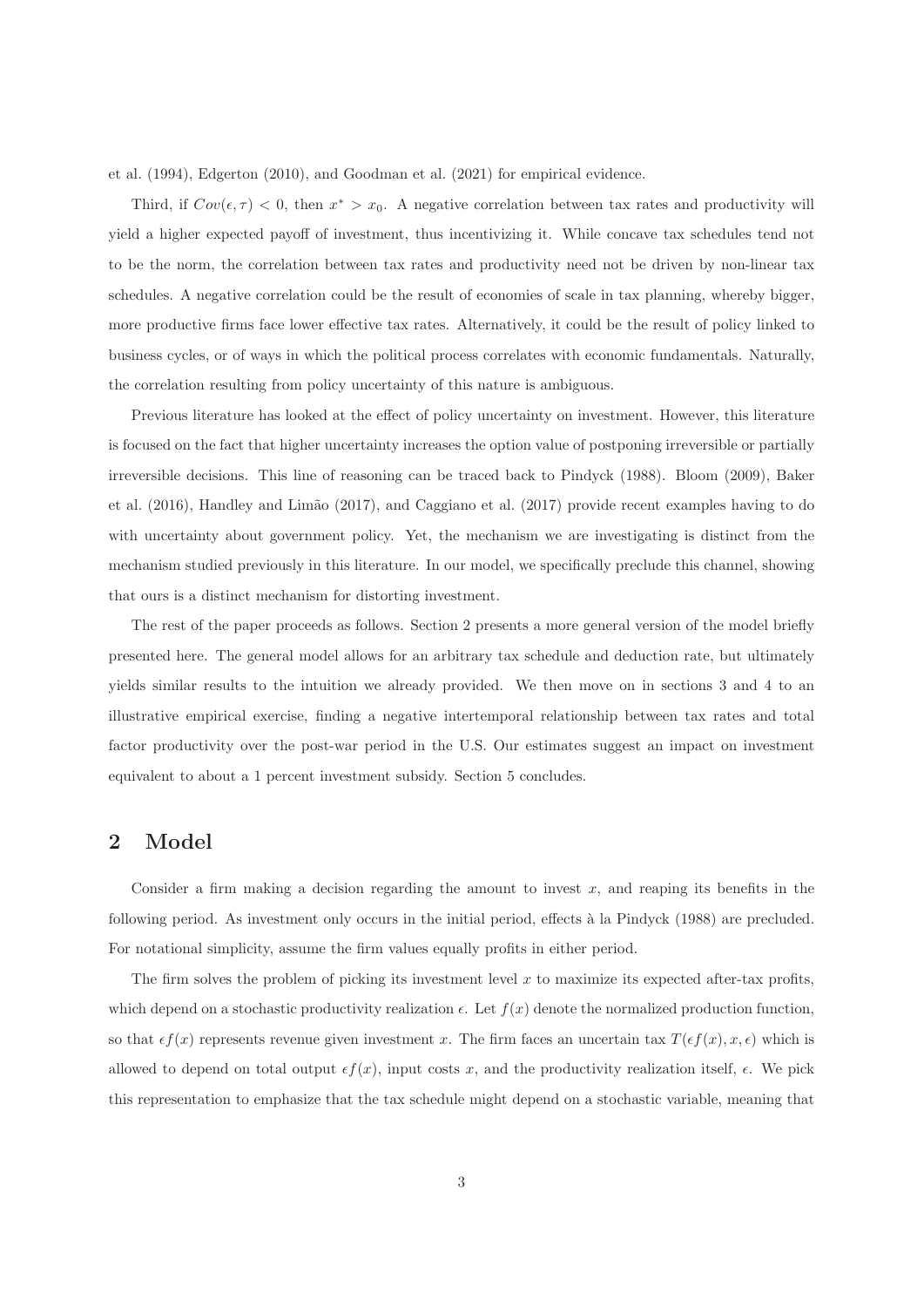et al. (1994), Edgerton (2010), and Goodman et al. (2021) for empirical evidence.

Third, if $Cov(\epsilon, \tau) < 0$, then $x^* > x_0$. A negative correlation between tax rates and productivity will yield a higher expected payoff of investment, thus incentivizing it. While concave tax schedules tend not to be the norm, the correlation between tax rates and productivity need not be driven by non-linear tax schedules. A negative correlation could be the result of economies of scale in tax planning, whereby bigger, more productive firms face lower effective tax rates. Alternatively, it could be the result of policy linked to business cycles, or of ways in which the political process correlates with economic fundamentals. Naturally, the correlation resulting from policy uncertainty of this nature is ambiguous.

Previous literature has looked at the effect of policy uncertainty on investment. However, this literature is focused on the fact that higher uncertainty increases the option value of postponing irreversible or partially irreversible decisions. This line of reasoning can be traced back to Pindyck (1988). Bloom (2009), Baker et al. (2016), Handley and Limão (2017), and Caggiano et al. (2017) provide recent examples having to do with uncertainty about government policy. Yet, the mechanism we are investigating is distinct from the mechanism studied previously in this literature. In our model, we specifically preclude this channel, showing that ours is a distinct mechanism for distorting investment.

The rest of the paper proceeds as follows. Section 2 presents a more general version of the model briefly presented here. The general model allows for an arbitrary tax schedule and deduction rate, but ultimately yields similar results to the intuition we already provided. We then move on in sections 3 and 4 to an illustrative empirical exercise, finding a negative intertemporal relationship between tax rates and total factor productivity over the post-war period in the U.S. Our estimates suggest an impact on investment equivalent to about a 1 percent investment subsidy. Section 5 concludes.

## 2 Model

Consider a firm making a decision regarding the amount to invest $x$, and reaping its benefits in the following period. As investment only occurs in the initial period, effects à la Pindyck (1988) are precluded. For notational simplicity, assume the firm values equally profits in either period.

The firm solves the problem of picking its investment level $x$ to maximize its expected after-tax profits, which depend on a stochastic productivity realization $\epsilon$. Let $f(x)$ denote the normalized production function, so that $\epsilon f(x)$ represents revenue given investment $x$. The firm faces an uncertain tax $T(\epsilon f(x), x, \epsilon)$ which is allowed to depend on total output $\epsilon f(x)$, input costs $x$, and the productivity realization itself, $\epsilon$. We pick this representation to emphasize that the tax schedule might depend on a stochastic variable, meaning that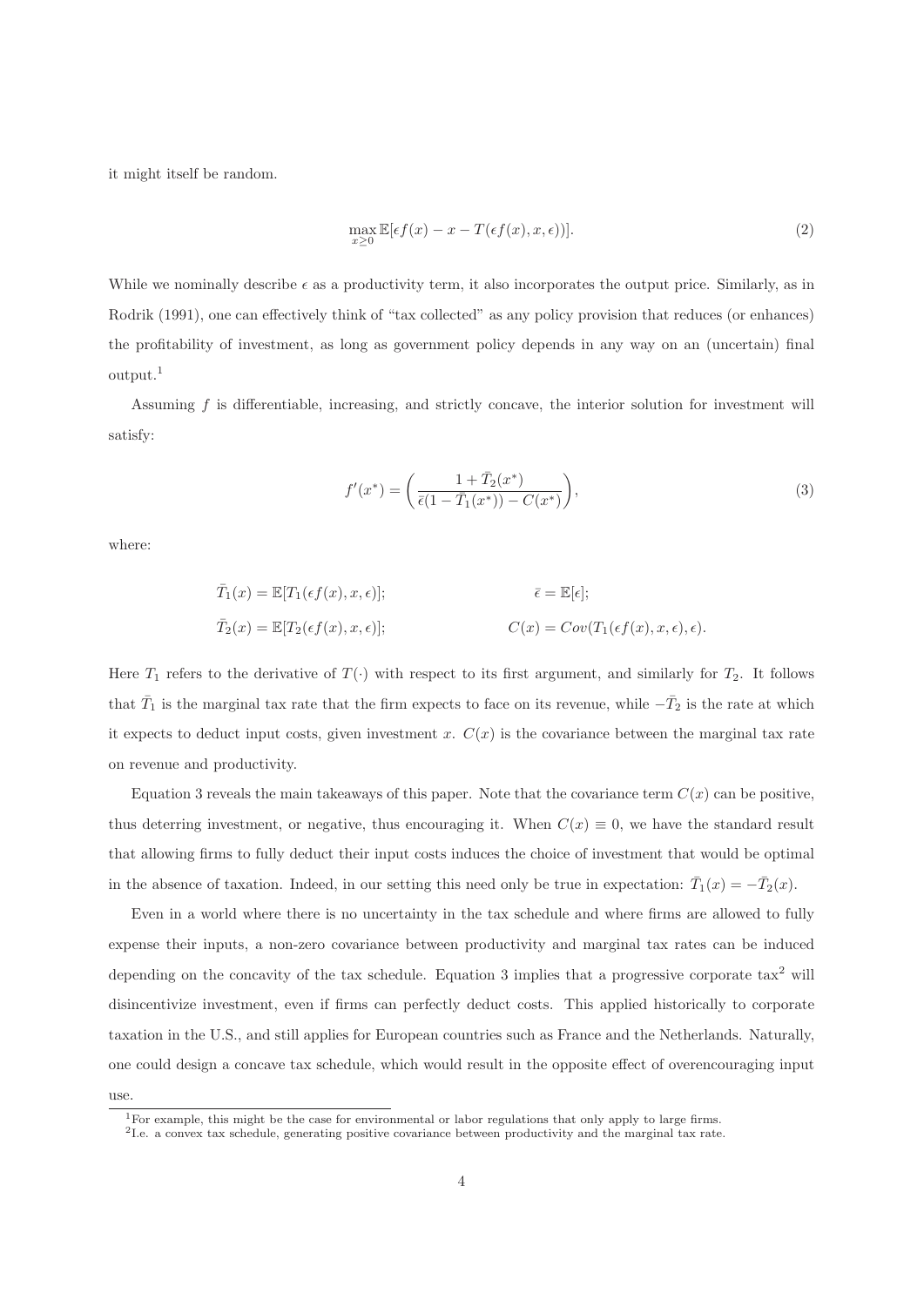it might itself be random.

$$\max_{x \geq 0} \mathbb{E}[\epsilon f(x) - x - T(\epsilon f(x), x, \epsilon))]. \tag{2}$$

While we nominally describe $\epsilon$ as a productivity term, it also incorporates the output price. Similarly, as in Rodrik (1991), one can effectively think of "tax collected" as any policy provision that reduces (or enhances) the profitability of investment, as long as government policy depends in any way on an (uncertain) final output.[1]

Assuming $f$ is differentiable, increasing, and strictly concave, the interior solution for investment will satisfy:

$$f'(x^*) = \left( \frac{1 + \bar{T}_2(x^*)}{\bar{\epsilon}(1 - \bar{T}_1(x^*)) - C(x^*)} \right), \tag{3}$$

where:

$$\bar{T}_1(x) = \mathbb{E}[T_1(\epsilon f(x), x, \epsilon)]; \qquad \bar{\epsilon} = \mathbb{E}[\epsilon];$$

$$\bar{T}_2(x) = \mathbb{E}[T_2(\epsilon f(x), x, \epsilon)]; \qquad C(x) = Cov(T_1(\epsilon f(x), x, \epsilon), \epsilon).$$

Here $T_1$ refers to the derivative of $T(\cdot)$ with respect to its first argument, and similarly for $T_2$. It follows that $\bar{T}_1$ is the marginal tax rate that the firm expects to face on its revenue, while $-\bar{T}_2$ is the rate at which it expects to deduct input costs, given investment $x$. $C(x)$ is the covariance between the marginal tax rate on revenue and productivity.

Equation 3 reveals the main takeaways of this paper. Note that the covariance term $C(x)$ can be positive, thus deterring investment, or negative, thus encouraging it. When $C(x) \equiv 0$, we have the standard result that allowing firms to fully deduct their input costs induces the choice of investment that would be optimal in the absence of taxation. Indeed, in our setting this need only be true in expectation: $\bar{T}_1(x) = -\bar{T}_2(x)$.

Even in a world where there is no uncertainty in the tax schedule and where firms are allowed to fully expense their inputs, a non-zero covariance between productivity and marginal tax rates can be induced depending on the concavity of the tax schedule. Equation 3 implies that a progressive corporate tax[2] will disincentivize investment, even if firms can perfectly deduct costs. This applied historically to corporate taxation in the U.S., and still applies for European countries such as France and the Netherlands. Naturally, one could design a concave tax schedule, which would result in the opposite effect of overencouraging input use.

[1] For example, this might be the case for environmental or labor regulations that only apply to large firms.

[2] I.e. a convex tax schedule, generating positive covariance between productivity and the marginal tax rate.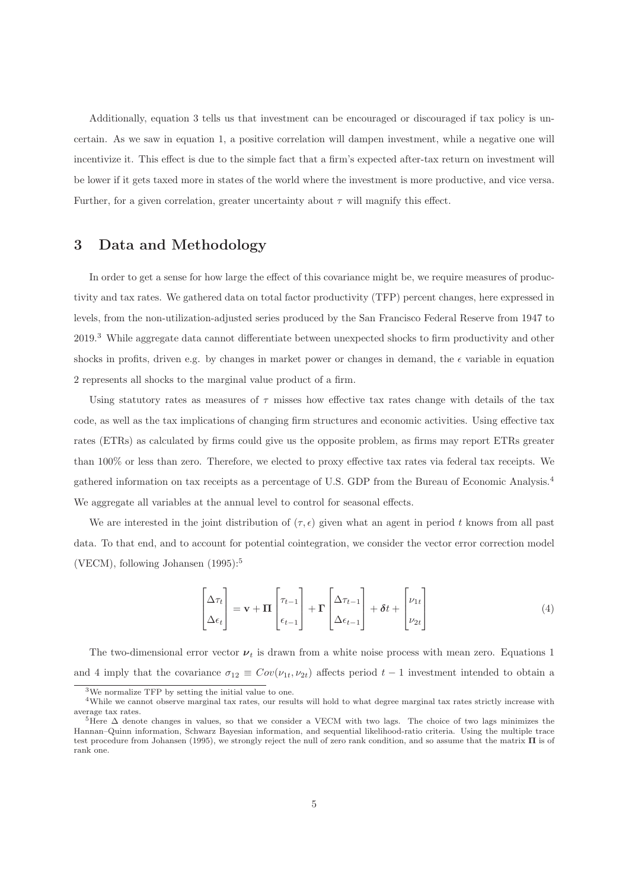Additionally, equation 3 tells us that investment can be encouraged or discouraged if tax policy is uncertain. As we saw in equation 1, a positive correlation will dampen investment, while a negative one will incentivize it. This effect is due to the simple fact that a firm's expected after-tax return on investment will be lower if it gets taxed more in states of the world where the investment is more productive, and vice versa. Further, for a given correlation, greater uncertainty about $\tau$ will magnify this effect.

## 3 Data and Methodology

In order to get a sense for how large the effect of this covariance might be, we require measures of productivity and tax rates. We gathered data on total factor productivity (TFP) percent changes, here expressed in levels, from the non-utilization-adjusted series produced by the San Francisco Federal Reserve from 1947 to 2019.[3] While aggregate data cannot differentiate between unexpected shocks to firm productivity and other shocks in profits, driven e.g. by changes in market power or changes in demand, the $\epsilon$ variable in equation 2 represents all shocks to the marginal value product of a firm.

Using statutory rates as measures of $\tau$ misses how effective tax rates change with details of the tax code, as well as the tax implications of changing firm structures and economic activities. Using effective tax rates (ETRs) as calculated by firms could give us the opposite problem, as firms may report ETRs greater than 100% or less than zero. Therefore, we elected to proxy effective tax rates via federal tax receipts. We gathered information on tax receipts as a percentage of U.S. GDP from the Bureau of Economic Analysis.[4] We aggregate all variables at the annual level to control for seasonal effects.

We are interested in the joint distribution of $(\tau, \epsilon)$ given what an agent in period $t$ knows from all past data. To that end, and to account for potential cointegration, we consider the vector error correction model (VECM), following Johansen (1995):[5]

$$\begin{bmatrix} \Delta\tau_t \\ \Delta\epsilon_t \end{bmatrix} = \mathbf{v} + \mathbf{\Pi} \begin{bmatrix} \tau_{t-1} \\ \epsilon_{t-1} \end{bmatrix} + \mathbf{\Gamma} \begin{bmatrix} \Delta\tau_{t-1} \\ \Delta\epsilon_{t-1} \end{bmatrix} + \boldsymbol{\delta} t + \begin{bmatrix} \nu_{1t} \\ \nu_{2t} \end{bmatrix} \tag{4}$$

The two-dimensional error vector $\boldsymbol{\nu}_t$ is drawn from a white noise process with mean zero. Equations 1 and 4 imply that the covariance $\sigma_{12} \equiv Cov(\nu_{1t}, \nu_{2t})$ affects period $t-1$ investment intended to obtain a

---

[3] We normalize TFP by setting the initial value to one.

[4] While we cannot observe marginal tax rates, our results will hold to what degree marginal tax rates strictly increase with average tax rates.

[5] Here $\Delta$ denote changes in values, so that we consider a VECM with two lags. The choice of two lags minimizes the Hannan–Quinn information, Schwarz Bayesian information, and sequential likelihood-ratio criteria. Using the multiple trace test procedure from Johansen (1995), we strongly reject the null of zero rank condition, and so assume that the matrix $\mathbf{\Pi}$ is of rank one.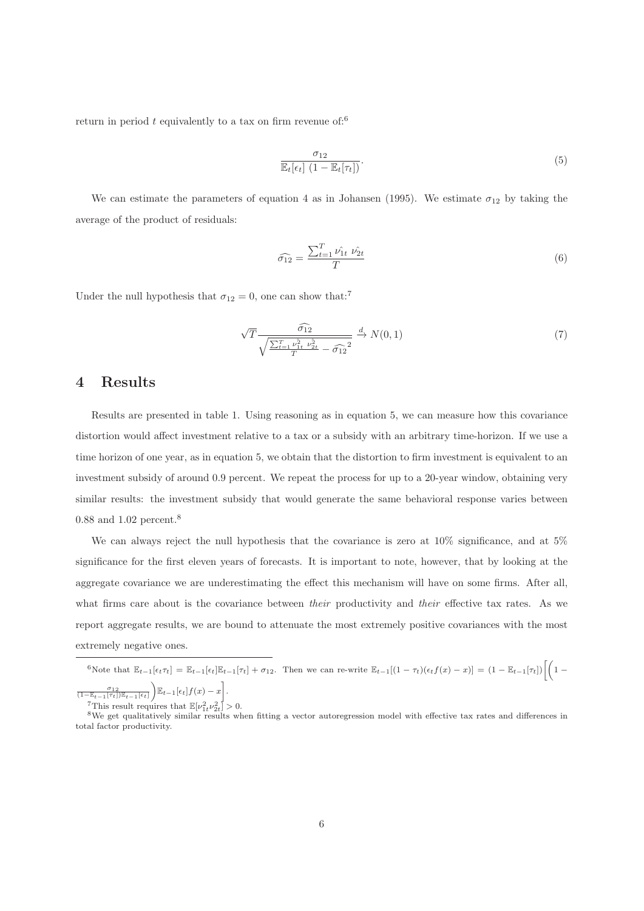return in period $t$ equivalently to a tax on firm revenue of:[6]

$$\frac{\sigma_{12}}{\mathbb{E}_t[\epsilon_t]\ (1-\mathbb{E}_t[\tau_t])}. \tag{5}$$

We can estimate the parameters of equation 4 as in Johansen (1995). We estimate $\sigma_{12}$ by taking the average of the product of residuals:

$$\widehat{\sigma_{12}} = \frac{\sum_{t=1}^{T} \hat{\nu_{1t}}\ \hat{\nu_{2t}}}{T} \tag{6}$$

Under the null hypothesis that $\sigma_{12} = 0$, one can show that:[7]

$$\sqrt{T}\frac{\widehat{\sigma_{12}}}{\sqrt{\frac{\sum_{t=1}^{T}\hat{\nu_{1t}^2}\ \hat{\nu_{2t}^2}}{T} - \widehat{\sigma_{12}}^2}} \xrightarrow{d} N(0,1) \tag{7}$$

# 4 Results

Results are presented in table 1. Using reasoning as in equation 5, we can measure how this covariance distortion would affect investment relative to a tax or a subsidy with an arbitrary time-horizon. If we use a time horizon of one year, as in equation 5, we obtain that the distortion to firm investment is equivalent to an investment subsidy of around 0.9 percent. We repeat the process for up to a 20-year window, obtaining very similar results: the investment subsidy that would generate the same behavioral response varies between 0.88 and 1.02 percent.[8]

We can always reject the null hypothesis that the covariance is zero at 10% significance, and at 5% significance for the first eleven years of forecasts. It is important to note, however, that by looking at the aggregate covariance we are underestimating the effect this mechanism will have on some firms. After all, what firms care about is the covariance between *their* productivity and *their* effective tax rates. As we report aggregate results, we are bound to attenuate the most extremely positive covariances with the most extremely negative ones.

---

[6] Note that $\mathbb{E}_{t-1}[\epsilon_t\tau_t] = \mathbb{E}_{t-1}[\epsilon_t]\mathbb{E}_{t-1}[\tau_t] + \sigma_{12}$. Then we can re-write $\mathbb{E}_{t-1}[(1-\tau_t)(\epsilon_t f(x) - x)] = (1-\mathbb{E}_{t-1}[\tau_t])\Bigg[\Big(1 - \frac{\sigma_{12}}{(1-\mathbb{E}_{t-1}[\tau_t])\mathbb{E}_{t-1}[\epsilon_t]}\Big)\mathbb{E}_{t-1}[\epsilon_t]f(x) - x\Bigg]$.

[7] This result requires that $\mathbb{E}[\nu_{1t}^2\nu_{2t}^2] > 0$.

[8] We get qualitatively similar results when fitting a vector autoregression model with effective tax rates and differences in total factor productivity.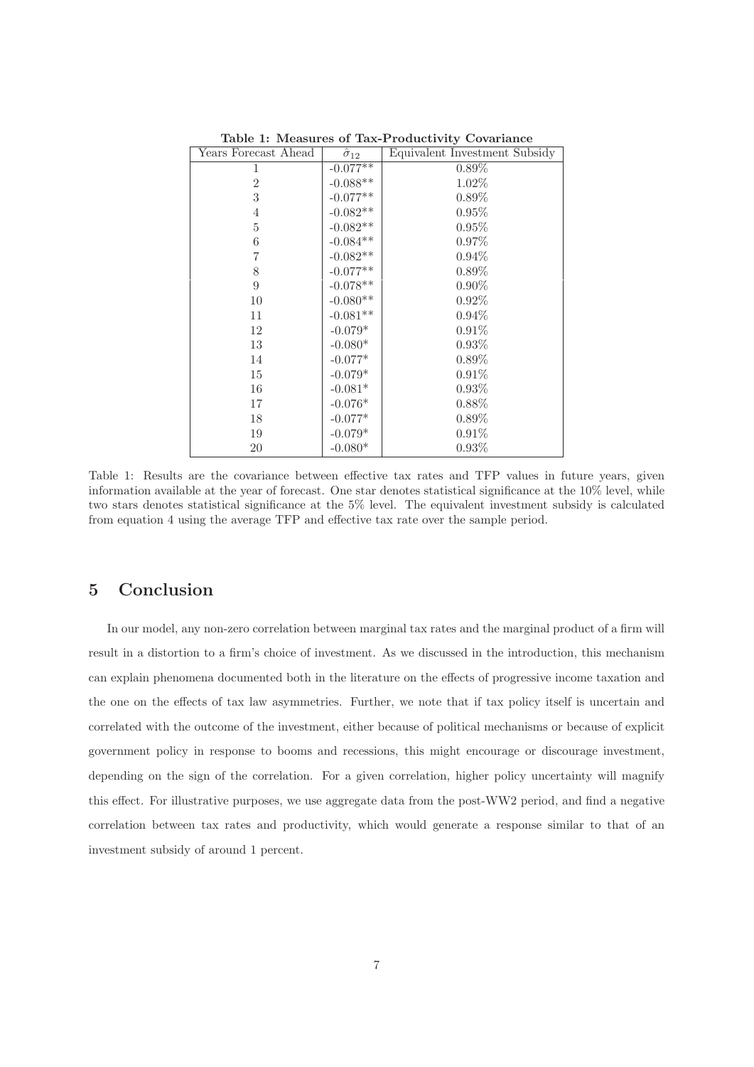**Table 1: Measures of Tax-Productivity Covariance**

| Years Forecast Ahead | $\hat{\sigma}_{12}$ | Equivalent Investment Subsidy |
|---|---|---|
| 1 | -0.077** | 0.89% |
| 2 | -0.088** | 1.02% |
| 3 | -0.077** | 0.89% |
| 4 | -0.082** | 0.95% |
| 5 | -0.082** | 0.95% |
| 6 | -0.084** | 0.97% |
| 7 | -0.082** | 0.94% |
| 8 | -0.077** | 0.89% |
| 9 | -0.078** | 0.90% |
| 10 | -0.080** | 0.92% |
| 11 | -0.081** | 0.94% |
| 12 | -0.079* | 0.91% |
| 13 | -0.080* | 0.93% |
| 14 | -0.077* | 0.89% |
| 15 | -0.079* | 0.91% |
| 16 | -0.081* | 0.93% |
| 17 | -0.076* | 0.88% |
| 18 | -0.077* | 0.89% |
| 19 | -0.079* | 0.91% |
| 20 | -0.080* | 0.93% |

Table 1: Results are the covariance between effective tax rates and TFP values in future years, given information available at the year of forecast. One star denotes statistical significance at the 10% level, while two stars denotes statistical significance at the 5% level. The equivalent investment subsidy is calculated from equation 4 using the average TFP and effective tax rate over the sample period.

## 5 Conclusion

In our model, any non-zero correlation between marginal tax rates and the marginal product of a firm will result in a distortion to a firm's choice of investment. As we discussed in the introduction, this mechanism can explain phenomena documented both in the literature on the effects of progressive income taxation and the one on the effects of tax law asymmetries. Further, we note that if tax policy itself is uncertain and correlated with the outcome of the investment, either because of political mechanisms or because of explicit government policy in response to booms and recessions, this might encourage or discourage investment, depending on the sign of the correlation. For a given correlation, higher policy uncertainty will magnify this effect. For illustrative purposes, we use aggregate data from the post-WW2 period, and find a negative correlation between tax rates and productivity, which would generate a response similar to that of an investment subsidy of around 1 percent.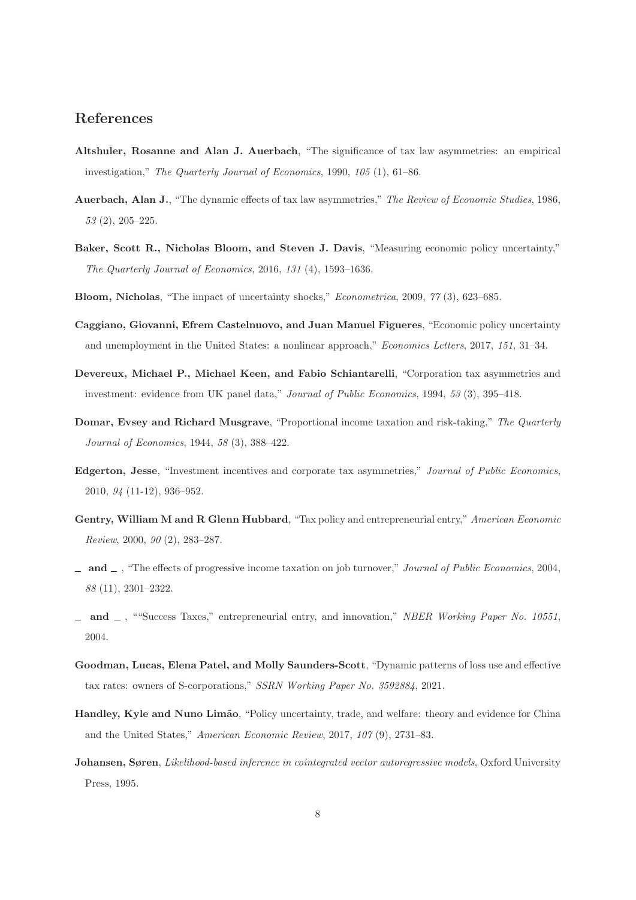## References

**Altshuler, Rosanne and Alan J. Auerbach**, "The significance of tax law asymmetries: an empirical investigation," *The Quarterly Journal of Economics*, 1990, *105* (1), 61–86.

**Auerbach, Alan J.**, "The dynamic effects of tax law asymmetries," *The Review of Economic Studies*, 1986, *53* (2), 205–225.

**Baker, Scott R., Nicholas Bloom, and Steven J. Davis**, "Measuring economic policy uncertainty," *The Quarterly Journal of Economics*, 2016, *131* (4), 1593–1636.

**Bloom, Nicholas**, "The impact of uncertainty shocks," *Econometrica*, 2009, *77* (3), 623–685.

**Caggiano, Giovanni, Efrem Castelnuovo, and Juan Manuel Figueres**, "Economic policy uncertainty and unemployment in the United States: a nonlinear approach," *Economics Letters*, 2017, *151*, 31–34.

**Devereux, Michael P., Michael Keen, and Fabio Schiantarelli**, "Corporation tax asymmetries and investment: evidence from UK panel data," *Journal of Public Economics*, 1994, *53* (3), 395–418.

**Domar, Evsey and Richard Musgrave**, "Proportional income taxation and risk-taking," *The Quarterly Journal of Economics*, 1944, *58* (3), 388–422.

**Edgerton, Jesse**, "Investment incentives and corporate tax asymmetries," *Journal of Public Economics*, 2010, *94* (11-12), 936–952.

**Gentry, William M and R Glenn Hubbard**, "Tax policy and entrepreneurial entry," *American Economic Review*, 2000, *90* (2), 283–287.

**_ and _** , "The effects of progressive income taxation on job turnover," *Journal of Public Economics*, 2004, *88* (11), 2301–2322.

**_ and _** , ""Success Taxes," entrepreneurial entry, and innovation," *NBER Working Paper No. 10551*, 2004.

**Goodman, Lucas, Elena Patel, and Molly Saunders-Scott**, "Dynamic patterns of loss use and effective tax rates: owners of S-corporations," *SSRN Working Paper No. 3592884*, 2021.

**Handley, Kyle and Nuno Limão**, "Policy uncertainty, trade, and welfare: theory and evidence for China and the United States," *American Economic Review*, 2017, *107* (9), 2731–83.

**Johansen, Søren**, *Likelihood-based inference in cointegrated vector autoregressive models*, Oxford University Press, 1995.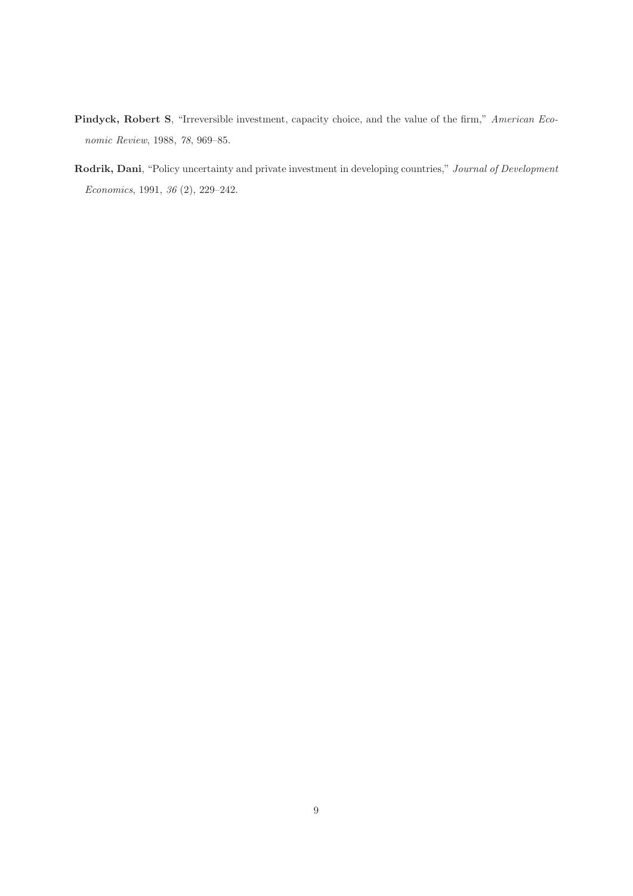**Pindyck, Robert S**, "Irreversible investment, capacity choice, and the value of the firm," *American Economic Review*, 1988, *78*, 969–85.

**Rodrik, Dani**, "Policy uncertainty and private investment in developing countries," *Journal of Development Economics*, 1991, *36* (2), 229–242.